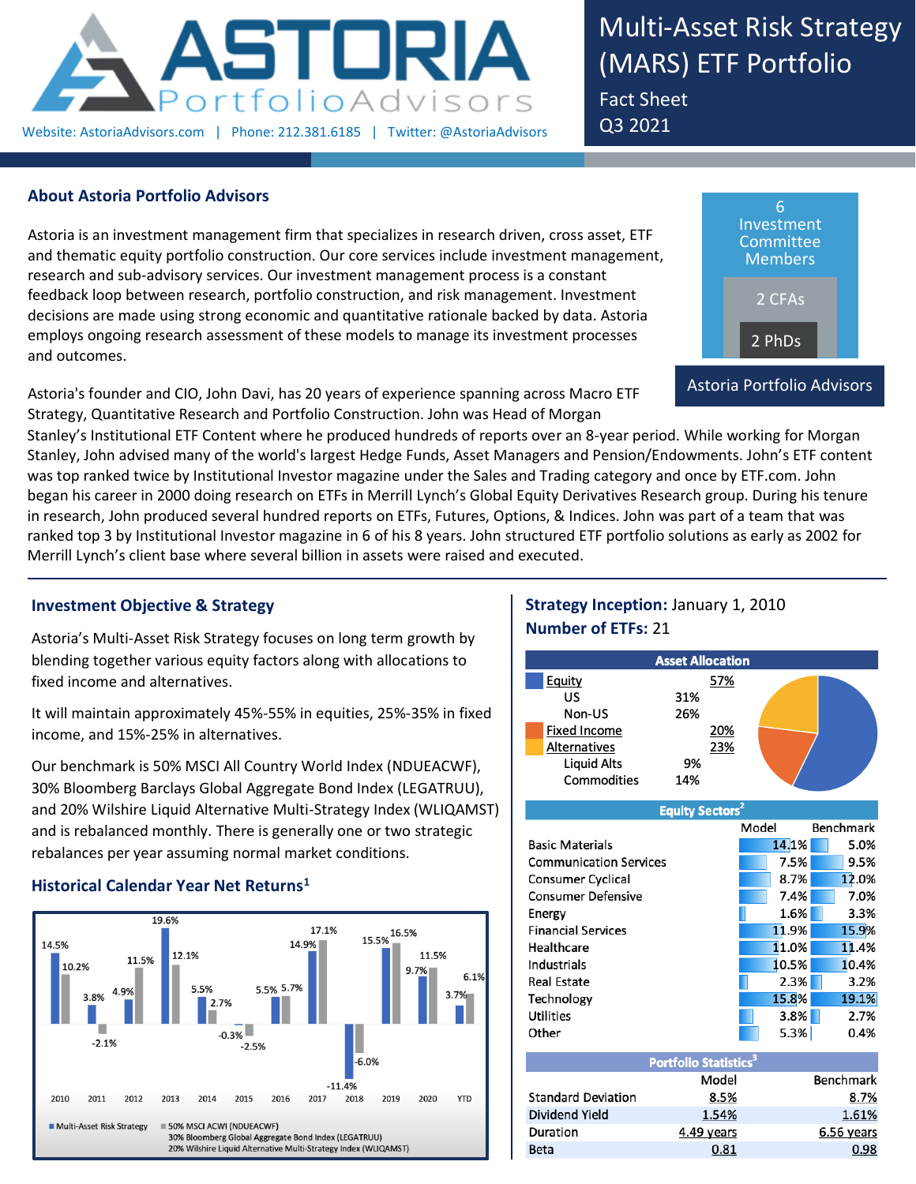# ASTORIA PortfolioAdvisors

Website: AstoriaAdvisors.com | Phone: 212.381.6185 | Twitter: @AstoriaAdvisors

# Multi-Asset Risk Strategy (MARS) ETF Portfolio

Fact Sheet
Q3 2021

## About Astoria Portfolio Advisors

Astoria is an investment management firm that specializes in research driven, cross asset, ETF and thematic equity portfolio construction. Our core services include investment management, research and sub-advisory services. Our investment management process is a constant feedback loop between research, portfolio construction, and risk management. Investment decisions are made using strong economic and quantitative rationale backed by data. Astoria employs ongoing research assessment of these models to manage its investment processes and outcomes.

6 Investment Committee Members
2 CFAs
2 PhDs
Astoria Portfolio Advisors

Astoria's founder and CIO, John Davi, has 20 years of experience spanning across Macro ETF Strategy, Quantitative Research and Portfolio Construction. John was Head of Morgan Stanley's Institutional ETF Content where he produced hundreds of reports over an 8-year period. While working for Morgan Stanley, John advised many of the world's largest Hedge Funds, Asset Managers and Pension/Endowments. John's ETF content was top ranked twice by Institutional Investor magazine under the Sales and Trading category and once by ETF.com. John began his career in 2000 doing research on ETFs in Merrill Lynch's Global Equity Derivatives Research group. During his tenure in research, John produced several hundred reports on ETFs, Futures, Options, & Indices. John was part of a team that was ranked top 3 by Institutional Investor magazine in 6 of his 8 years. John structured ETF portfolio solutions as early as 2002 for Merrill Lynch's client base where several billion in assets were raised and executed.

## Investment Objective & Strategy

Astoria's Multi-Asset Risk Strategy focuses on long term growth by blending together various equity factors along with allocations to fixed income and alternatives.

It will maintain approximately 45%-55% in equities, 25%-35% in fixed income, and 15%-25% in alternatives.

Our benchmark is 50% MSCI All Country World Index (NDUEACWF), 30% Bloomberg Barclays Global Aggregate Bond Index (LEGATRUU), and 20% Wilshire Liquid Alternative Multi-Strategy Index (WLIQAMST) and is rebalanced monthly. There is generally one or two strategic rebalances per year assuming normal market conditions.

## Historical Calendar Year Net Returns[1]

| Year | Multi-Asset Risk Strategy | 50% MSCI ACWI (NDUEACWF), 30% Bloomberg Global Aggregate Bond Index (LEGATRUU), 20% Wilshire Liquid Alternative Multi-Strategy Index (WLIQAMST) |
|---|---|---|
| 2010 | 14.5% | 10.2% |
| 2011 | 3.8% | -2.1% |
| 2012 | 4.9% | 11.5% |
| 2013 | 19.6% | 12.1% |
| 2014 | 5.5% | 2.7% |
| 2015 | -0.3% | -2.5% |
| 2016 | 5.5% | 5.7% |
| 2017 | 14.9% | 17.1% |
| 2018 | -11.4% | -6.0% |
| 2019 | 15.5% | 16.5% |
| 2020 | 11.5% | 9.7% |
| YTD | 3.7% | 6.1% |

**Strategy Inception:** January 1, 2010
**Number of ETFs:** 21

### Asset Allocation

| Asset Class | | Weight |
|---|---|---|
| Equity | | 57% |
| US | 31% | |
| Non-US | 26% | |
| Fixed Income | | 20% |
| Alternatives | | 23% |
| Liquid Alts | 9% | |
| Commodities | 14% | |

### Equity Sectors[2]

| | Model | Benchmark |
|---|---|---|
| Basic Materials | 14.1% | 5.0% |
| Communication Services | 7.5% | 9.5% |
| Consumer Cyclical | 8.7% | 12.0% |
| Consumer Defensive | 7.4% | 7.0% |
| Energy | 1.6% | 3.3% |
| Financial Services | 11.9% | 15.9% |
| Healthcare | 11.0% | 11.4% |
| Industrials | 10.5% | 10.4% |
| Real Estate | 2.3% | 3.2% |
| Technology | 15.8% | 19.1% |
| Utilities | 3.8% | 2.7% |
| Other | 5.3% | 0.4% |

### Portfolio Statistics[3]

| | Model | Benchmark |
|---|---|---|
| Standard Deviation | 8.5% | 8.7% |
| Dividend Yield | 1.54% | 1.61% |
| Duration | 4.49 years | 6.56 years |
| Beta | 0.81 | 0.98 |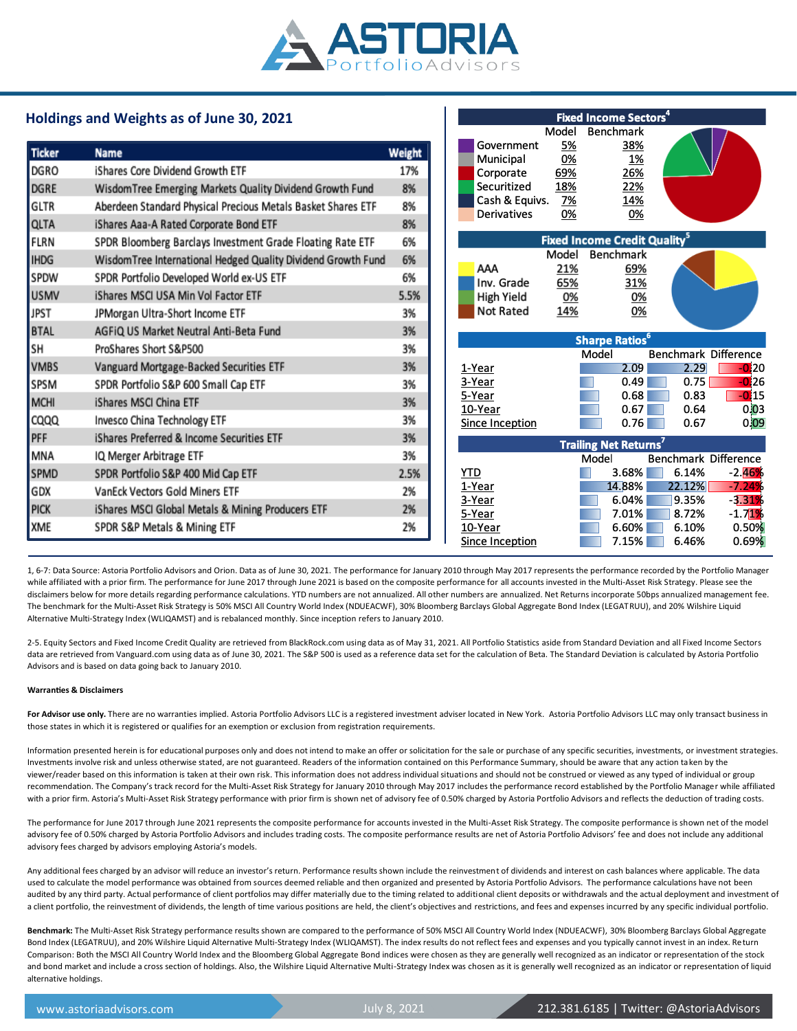## Holdings and Weights as of June 30, 2021

| Ticker | Name | Weight |
|---|---|---|
| DGRO | iShares Core Dividend Growth ETF | 17% |
| DGRE | WisdomTree Emerging Markets Quality Dividend Growth Fund | 8% |
| GLTR | Aberdeen Standard Physical Precious Metals Basket Shares ETF | 8% |
| QLTA | iShares Aaa-A Rated Corporate Bond ETF | 8% |
| FLRN | SPDR Bloomberg Barclays Investment Grade Floating Rate ETF | 6% |
| IHDG | WisdomTree International Hedged Quality Dividend Growth Fund | 6% |
| SPDW | SPDR Portfolio Developed World ex-US ETF | 6% |
| USMV | iShares MSCI USA Min Vol Factor ETF | 5.5% |
| JPST | JPMorgan Ultra-Short Income ETF | 3% |
| BTAL | AGFiQ US Market Neutral Anti-Beta Fund | 3% |
| SH | ProShares Short S&P500 | 3% |
| VMBS | Vanguard Mortgage-Backed Securities ETF | 3% |
| SPSM | SPDR Portfolio S&P 600 Small Cap ETF | 3% |
| MCHI | iShares MSCI China ETF | 3% |
| CQQQ | Invesco China Technology ETF | 3% |
| PFF | iShares Preferred & Income Securities ETF | 3% |
| MNA | IQ Merger Arbitrage ETF | 3% |
| SPMD | SPDR Portfolio S&P 400 Mid Cap ETF | 2.5% |
| GDX | VanEck Vectors Gold Miners ETF | 2% |
| PICK | iShares MSCI Global Metals & Mining Producers ETF | 2% |
| XME | SPDR S&P Metals & Mining ETF | 2% |

### Fixed Income Sectors[4]

| | Model | Benchmark |
|---|---|---|
| Government | 5% | 38% |
| Municipal | 0% | 1% |
| Corporate | 69% | 26% |
| Securitized | 18% | 22% |
| Cash & Equivs. | 7% | 14% |
| Derivatives | 0% | 0% |

### Fixed Income Credit Quality[5]

| | Model | Benchmark |
|---|---|---|
| AAA | 21% | 69% |
| Inv. Grade | 65% | 31% |
| High Yield | 0% | 0% |
| Not Rated | 14% | 0% |

### Sharpe Ratios[6]

| | Model | Benchmark | Difference |
|---|---|---|---|
| 1-Year | 2.09 | 2.29 | -0.20 |
| 3-Year | 0.49 | 0.75 | -0.26 |
| 5-Year | 0.68 | 0.83 | -0.15 |
| 10-Year | 0.67 | 0.64 | 0.03 |
| Since Inception | 0.76 | 0.67 | 0.09 |

### Trailing Net Returns[7]

| | Model | Benchmark | Difference |
|---|---|---|---|
| YTD | 3.68% | 6.14% | -2.46% |
| 1-Year | 14.88% | 22.12% | -7.24% |
| 3-Year | 6.04% | 9.35% | -3.31% |
| 5-Year | 7.01% | 8.72% | -1.71% |
| 10-Year | 6.60% | 6.10% | 0.50% |
| Since Inception | 7.15% | 6.46% | 0.69% |

1, 6-7: Data Source: Astoria Portfolio Advisors and Orion. Data as of June 30, 2021. The performance for January 2010 through May 2017 represents the performance recorded by the Portfolio Manager while affiliated with a prior firm. The performance for June 2017 through June 2021 is based on the composite performance for all accounts invested in the Multi-Asset Risk Strategy. Please see the disclaimers below for more details regarding performance calculations. YTD numbers are not annualized. All other numbers are annualized. Net Returns incorporate 50bps annualized management fee. The benchmark for the Multi-Asset Risk Strategy is 50% MSCI All Country World Index (NDUEACWF), 30% Bloomberg Barclays Global Aggregate Bond Index (LEGATRUU), and 20% Wilshire Liquid Alternative Multi-Strategy Index (WLIQAMST) and is rebalanced monthly. Since inception refers to January 2010.

2-5. Equity Sectors and Fixed Income Credit Quality are retrieved from BlackRock.com using data as of May 31, 2021. All Portfolio Statistics aside from Standard Deviation and all Fixed Income Sectors data are retrieved from Vanguard.com using data as of June 30, 2021. The S&P 500 is used as a reference data set for the calculation of Beta. The Standard Deviation is calculated by Astoria Portfolio Advisors and is based on data going back to January 2010.

#### Warranties & Disclaimers

**For Advisor use only.** There are no warranties implied. Astoria Portfolio Advisors LLC is a registered investment adviser located in New York. Astoria Portfolio Advisors LLC may only transact business in those states in which it is registered or qualifies for an exemption or exclusion from registration requirements.

Information presented herein is for educational purposes only and does not intend to make an offer or solicitation for the sale or purchase of any specific securities, investments, or investment strategies. Investments involve risk and unless otherwise stated, are not guaranteed. Readers of the information contained on this Performance Summary, should be aware that any action taken by the viewer/reader based on this information is taken at their own risk. This information does not address individual situations and should not be construed or viewed as any typed of individual or group recommendation. The Company's track record for the Multi-Asset Risk Strategy for January 2010 through May 2017 includes the performance record established by the Portfolio Manager while affiliated with a prior firm. Astoria's Multi-Asset Risk Strategy performance with prior firm is shown net of advisory fee of 0.50% charged by Astoria Portfolio Advisors and reflects the deduction of trading costs.

The performance for June 2017 through June 2021 represents the composite performance for accounts invested in the Multi-Asset Risk Strategy. The composite performance is shown net of the model advisory fee of 0.50% charged by Astoria Portfolio Advisors and includes trading costs. The composite performance results are net of Astoria Portfolio Advisors' fee and does not include any additional advisory fees charged by advisors employing Astoria's models.

Any additional fees charged by an advisor will reduce an investor's return. Performance results shown include the reinvestment of dividends and interest on cash balances where applicable. The data used to calculate the model performance was obtained from sources deemed reliable and then organized and presented by Astoria Portfolio Advisors. The performance calculations have not been audited by any third party. Actual performance of client portfolios may differ materially due to the timing related to additional client deposits or withdrawals and the actual deployment and investment of a client portfolio, the reinvestment of dividends, the length of time various positions are held, the client's objectives and restrictions, and fees and expenses incurred by any specific individual portfolio.

**Benchmark:** The Multi-Asset Risk Strategy performance results shown are compared to the performance of 50% MSCI All Country World Index (NDUEACWF), 30% Bloomberg Barclays Global Aggregate Bond Index (LEGATRUU), and 20% Wilshire Liquid Alternative Multi-Strategy Index (WLIQAMST). The index results do not reflect fees and expenses and you typically cannot invest in an index. Return Comparison: Both the MSCI All Country World Index and the Bloomberg Global Aggregate Bond indices were chosen as they are generally well recognized as an indicator or representation of the stock and bond market and include a cross section of holdings. Also, the Wilshire Liquid Alternative Multi-Strategy Index was chosen as it is generally well recognized as an indicator or representation of liquid alternative holdings.